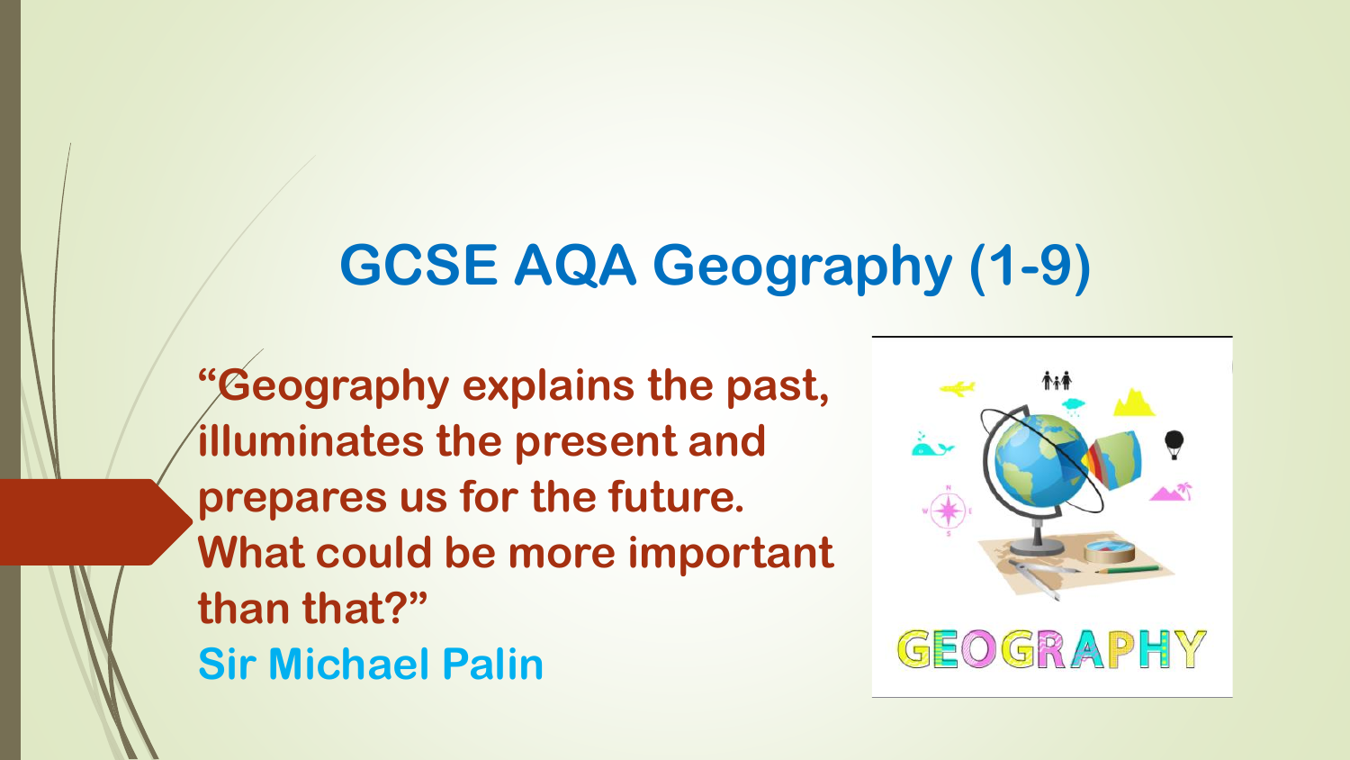# GCSE AQA Geography (1-9)

**"Geography explains the past, illuminates the present and prepares us for the future. What could be more important than that?"**

**Sir Michael Palin**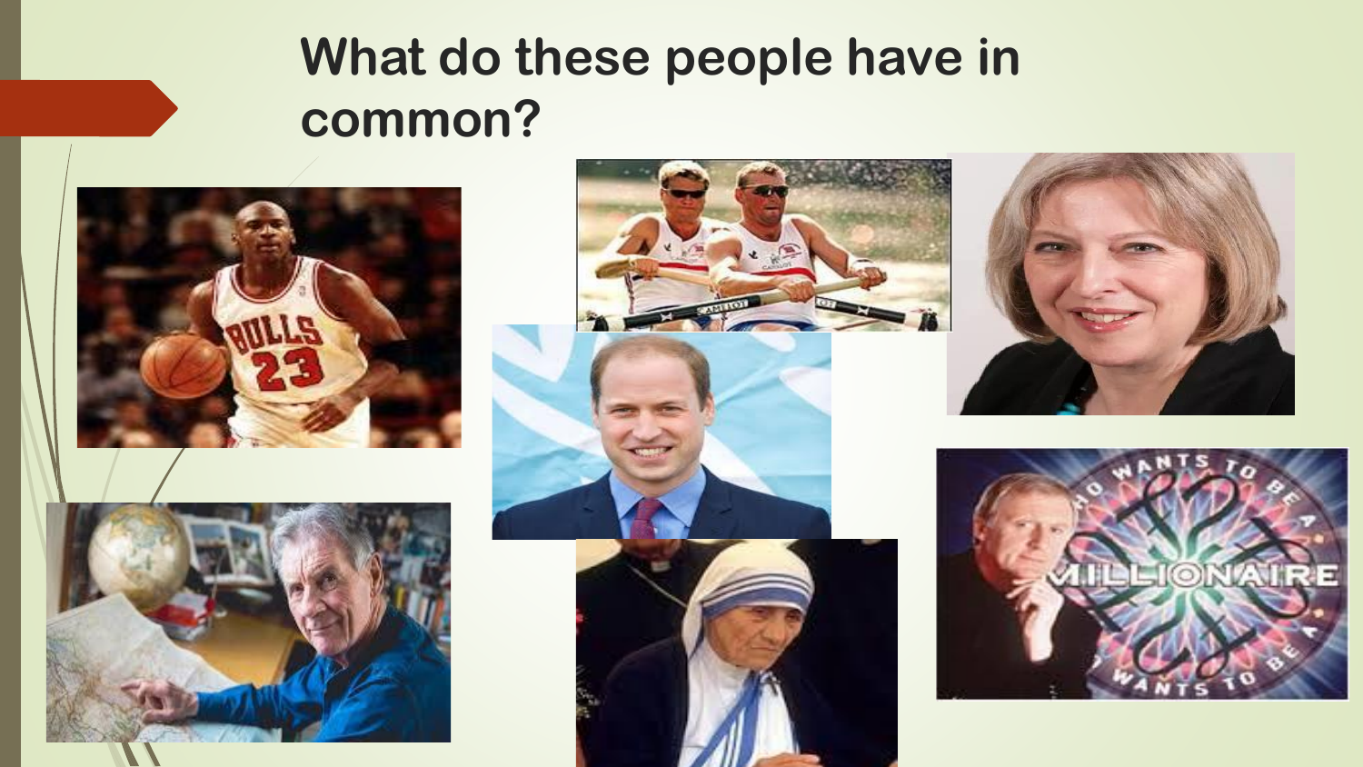# What do these people have in common?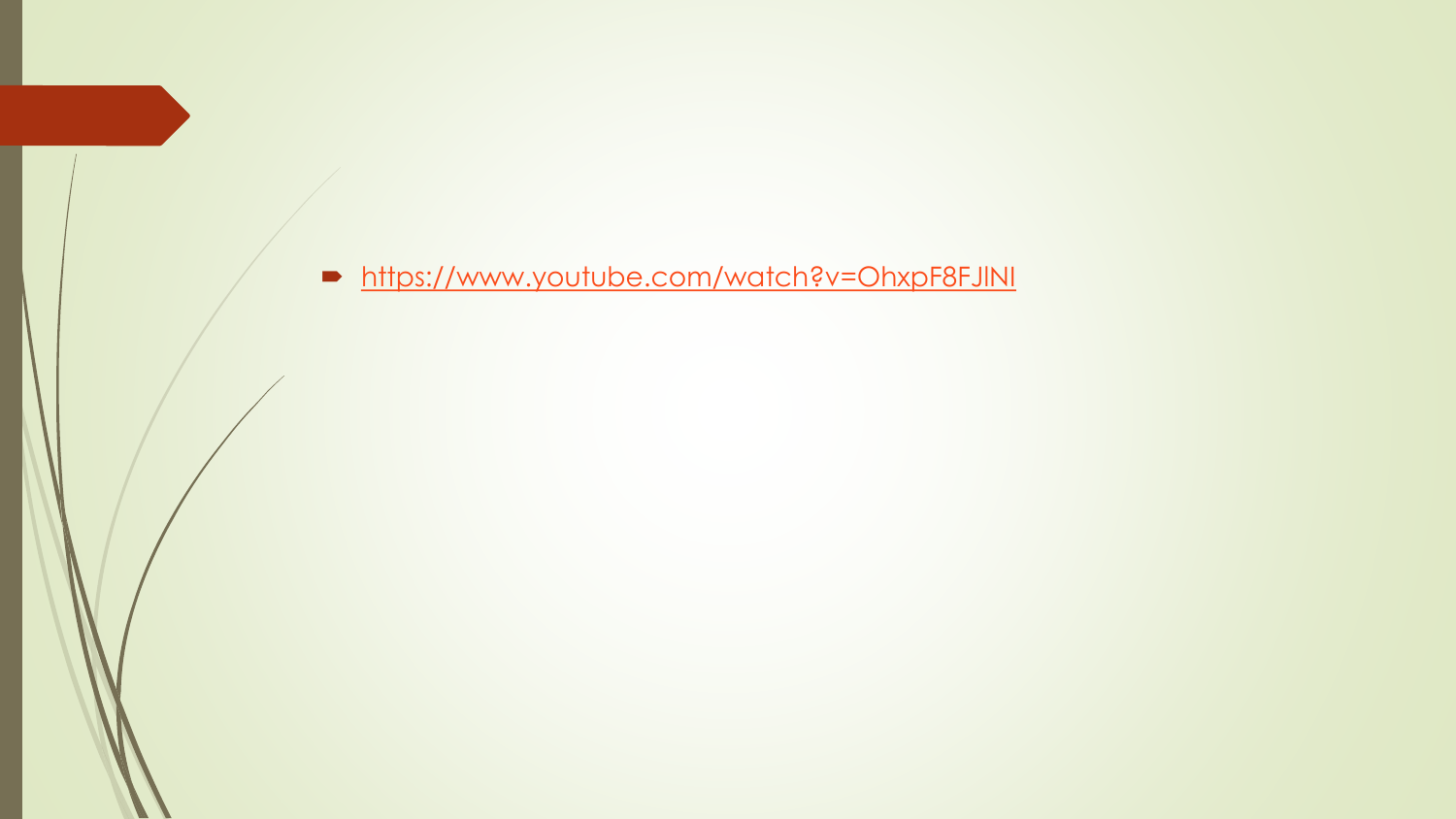- https://www.youtube.com/watch?v=OhxpF8FJlNI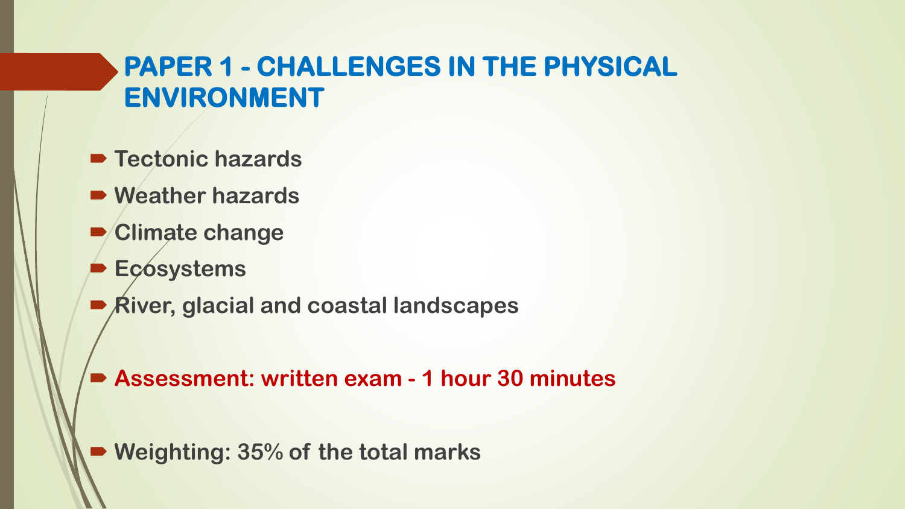# PAPER 1 - CHALLENGES IN THE PHYSICAL ENVIRONMENT

- Tectonic hazards
- Weather hazards
- Climate change
- Ecosystems
- River, glacial and coastal landscapes

- Assessment: written exam - 1 hour 30 minutes

- Weighting: 35% of the total marks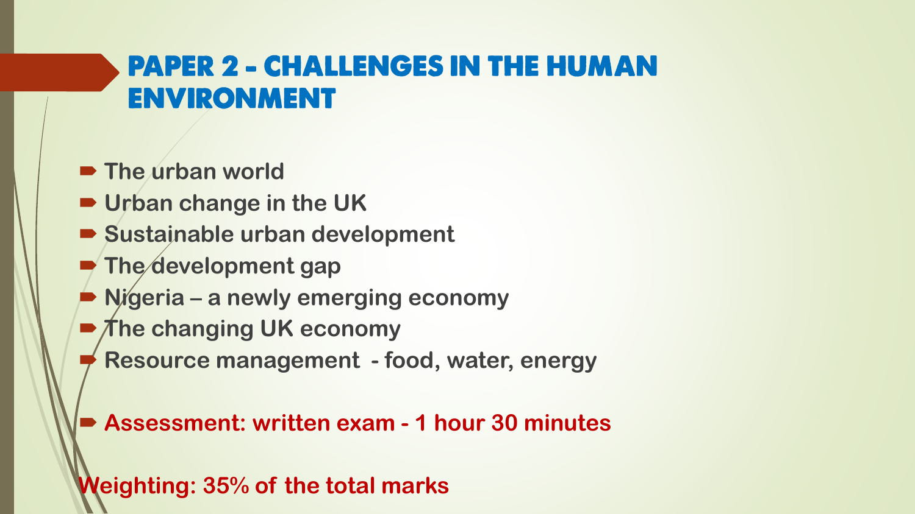# PAPER 2 - CHALLENGES IN THE HUMAN ENVIRONMENT

- The urban world
- Urban change in the UK
- Sustainable urban development
- The development gap
- Nigeria – a newly emerging economy
- The changing UK economy
- Resource management - food, water, energy

- **Assessment: written exam - 1 hour 30 minutes**

**Weighting: 35% of the total marks**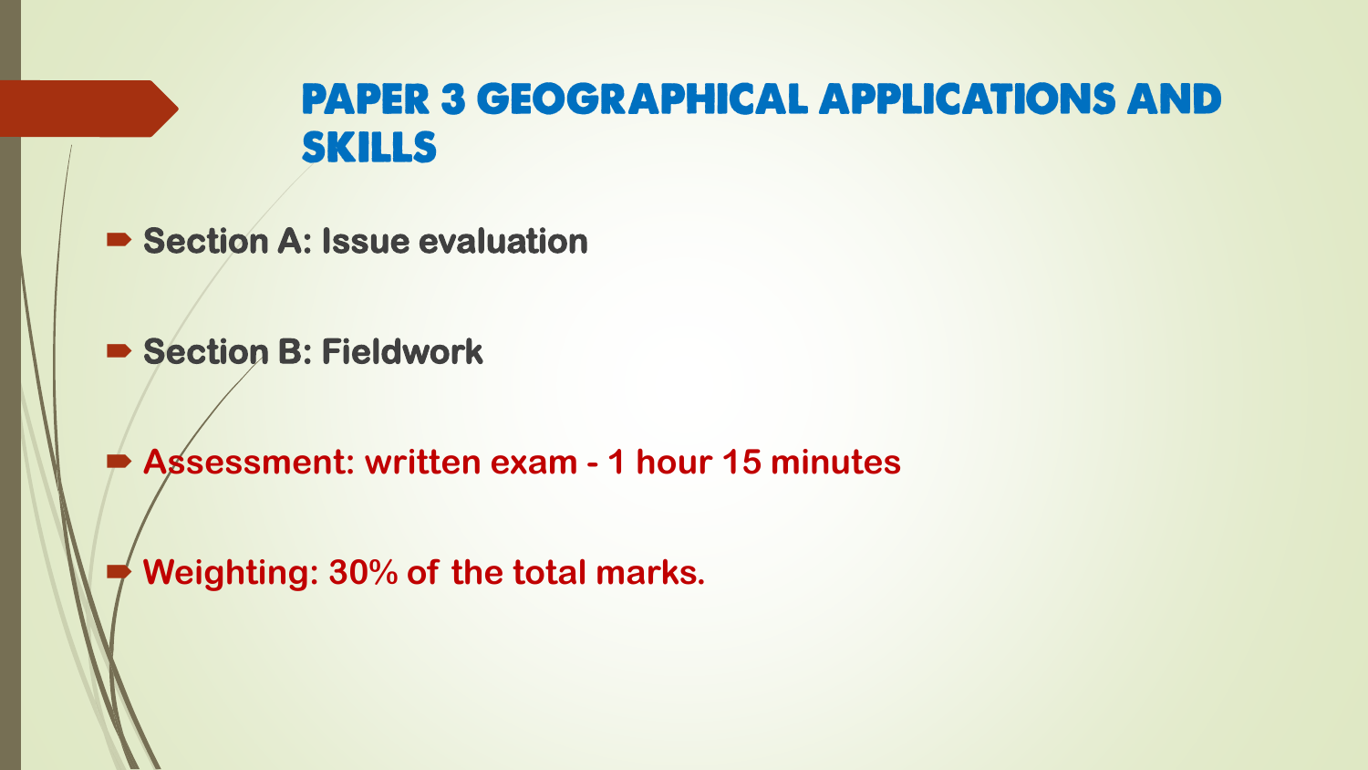# PAPER 3 GEOGRAPHICAL APPLICATIONS AND SKILLS

- **Section A: Issue evaluation**
- **Section B: Fieldwork**
- **Assessment: written exam - 1 hour 15 minutes**
- **Weighting: 30% of the total marks.**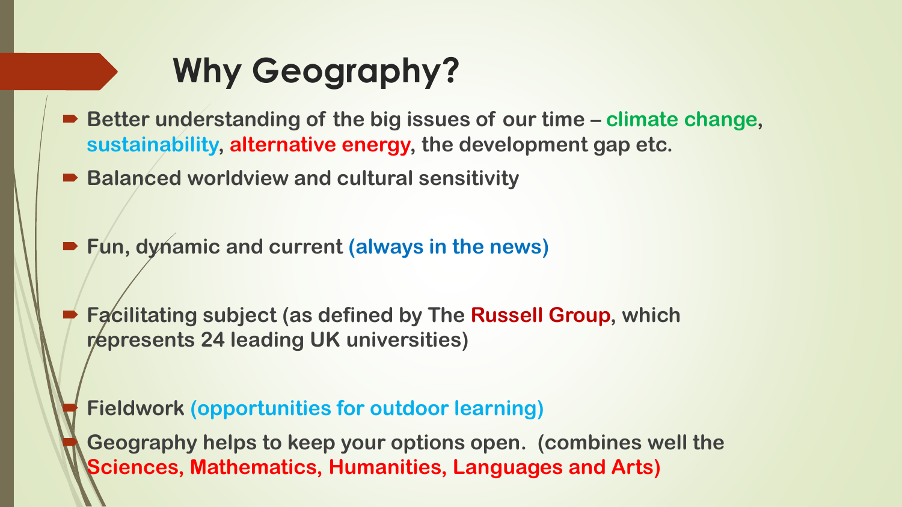# Why Geography?

- Better understanding of the big issues of our time – climate change, sustainability, alternative energy, the development gap etc.
- Balanced worldview and cultural sensitivity
- Fun, dynamic and current (always in the news)
- Facilitating subject (as defined by The Russell Group, which represents 24 leading UK universities)
- Fieldwork (opportunities for outdoor learning)
- Geography helps to keep your options open. (combines well the Sciences, Mathematics, Humanities, Languages and Arts)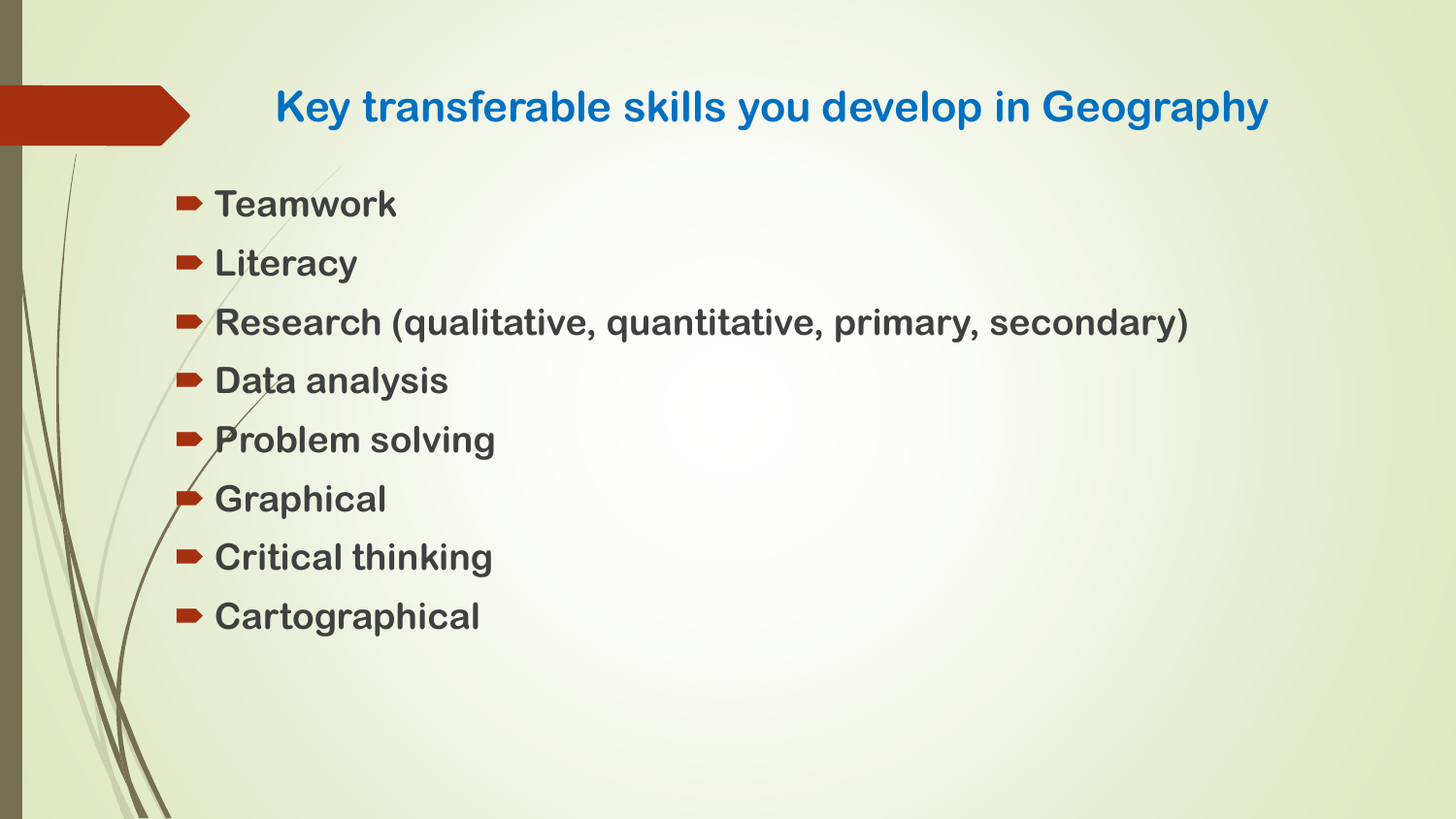## Key transferable skills you develop in Geography

- Teamwork
- Literacy
- Research (qualitative, quantitative, primary, secondary)
- Data analysis
- Problem solving
- Graphical
- Critical thinking
- Cartographical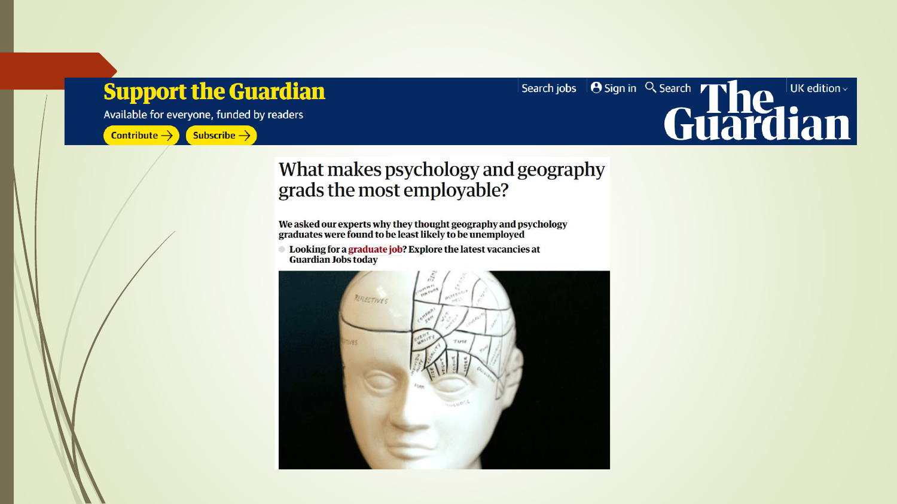**Support the Guardian**

Available for everyone, funded by readers

Contribute → Subscribe →

Search jobs | Sign in | Search | UK edition

The Guardian

# What makes psychology and geography grads the most employable?

**We asked our experts why they thought geography and psychology graduates were found to be least likely to be unemployed**

- **Looking for a graduate job? Explore the latest vacancies at Guardian Jobs today**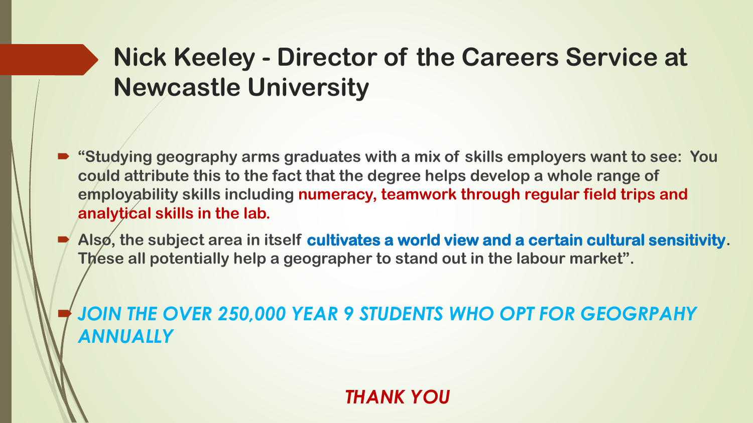# Nick Keeley - Director of the Careers Service at Newcastle University

- "Studying geography arms graduates with a mix of skills employers want to see: You could attribute this to the fact that the degree helps develop a whole range of employability skills including **numeracy, teamwork through regular field trips and analytical skills in the lab.**
- Also, the subject area in itself **cultivates a world view and a certain cultural sensitivity**. These all potentially help a geographer to stand out in the labour market".
- ***JOIN THE OVER 250,000 YEAR 9 STUDENTS WHO OPT FOR GEOGRPAHY ANNUALLY***

***THANK YOU***